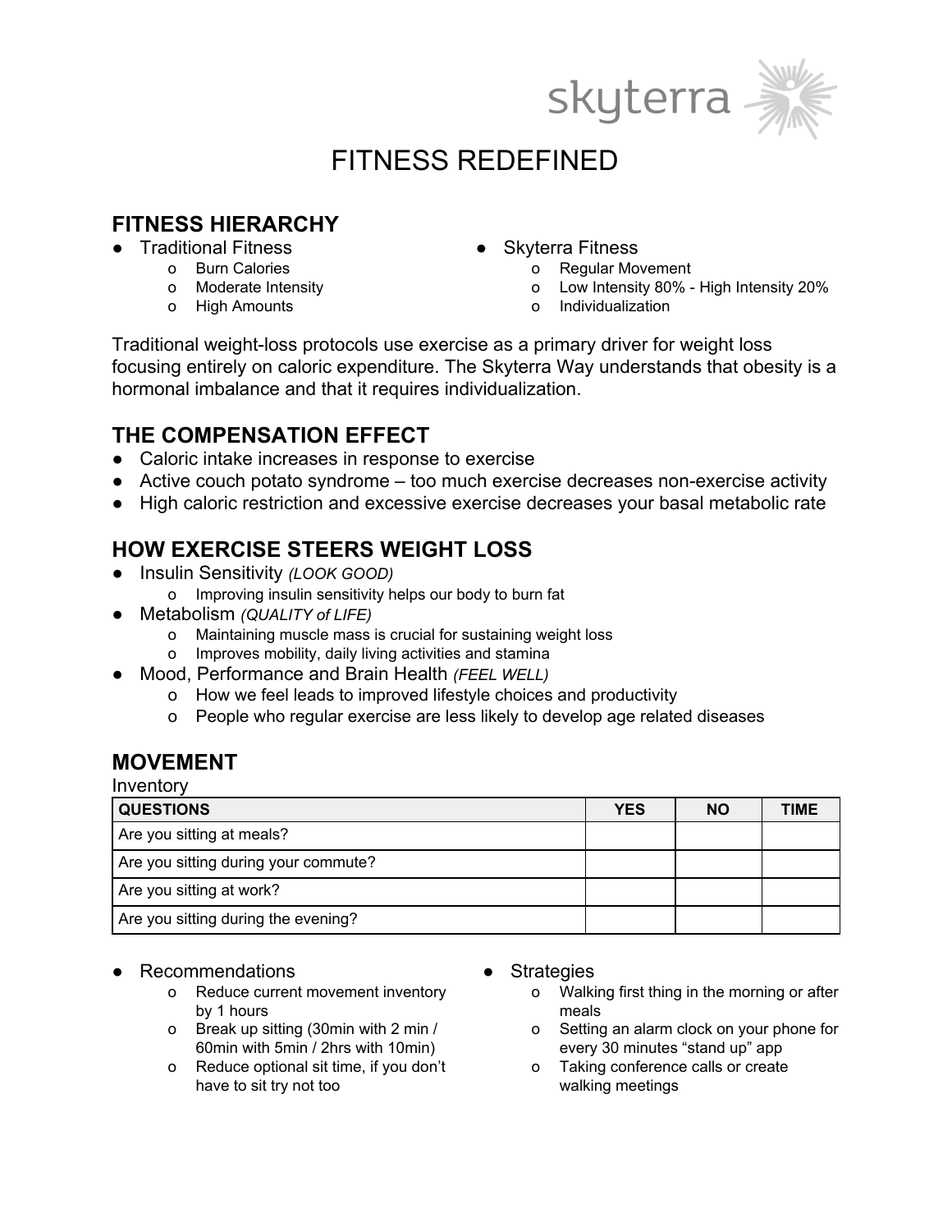skyterra

# FITNESS REDEFINED

## FITNESS HIERARCHY

- Traditional Fitness
  - Burn Calories
  - Moderate Intensity
  - High Amounts
- Skyterra Fitness
  - Regular Movement
  - Low Intensity 80% - High Intensity 20%
  - Individualization

Traditional weight-loss protocols use exercise as a primary driver for weight loss focusing entirely on caloric expenditure. The Skyterra Way understands that obesity is a hormonal imbalance and that it requires individualization.

## THE COMPENSATION EFFECT

- Caloric intake increases in response to exercise
- Active couch potato syndrome – too much exercise decreases non-exercise activity
- High caloric restriction and excessive exercise decreases your basal metabolic rate

## HOW EXERCISE STEERS WEIGHT LOSS

- Insulin Sensitivity *(LOOK GOOD)*
  - Improving insulin sensitivity helps our body to burn fat
- Metabolism *(QUALITY of LIFE)*
  - Maintaining muscle mass is crucial for sustaining weight loss
  - Improves mobility, daily living activities and stamina
- Mood, Performance and Brain Health *(FEEL WELL)*
  - How we feel leads to improved lifestyle choices and productivity
  - People who regular exercise are less likely to develop age related diseases

## MOVEMENT

Inventory

| QUESTIONS | YES | NO | TIME |
|---|---|---|---|
| Are you sitting at meals? | | | |
| Are you sitting during your commute? | | | |
| Are you sitting at work? | | | |
| Are you sitting during the evening? | | | |

- Recommendations
  - Reduce current movement inventory by 1 hours
  - Break up sitting (30min with 2 min / 60min with 5min / 2hrs with 10min)
  - Reduce optional sit time, if you don't have to sit try not too
- Strategies
  - Walking first thing in the morning or after meals
  - Setting an alarm clock on your phone for every 30 minutes "stand up" app
  - Taking conference calls or create walking meetings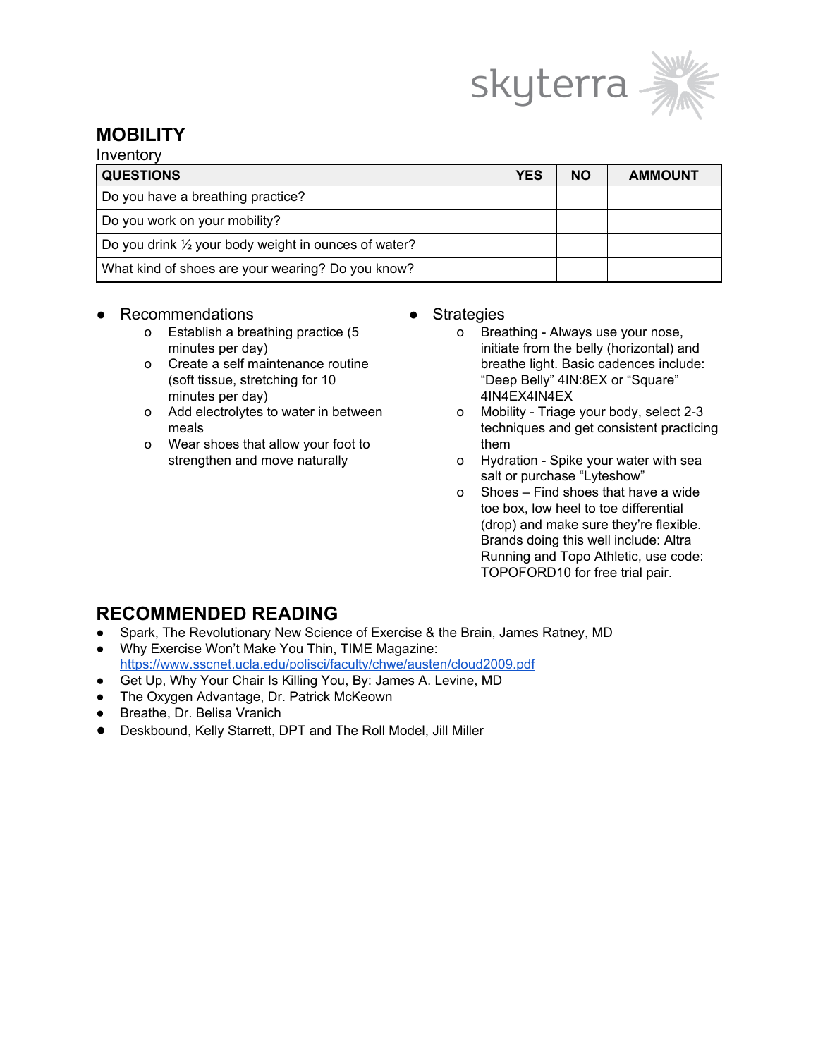## MOBILITY

Inventory

| QUESTIONS | YES | NO | AMMOUNT |
| --- | --- | --- | --- |
| Do you have a breathing practice? | | | |
| Do you work on your mobility? | | | |
| Do you drink ½ your body weight in ounces of water? | | | |
| What kind of shoes are your wearing? Do you know? | | | |

- Recommendations
  - Establish a breathing practice (5 minutes per day)
  - Create a self maintenance routine (soft tissue, stretching for 10 minutes per day)
  - Add electrolytes to water in between meals
  - Wear shoes that allow your foot to strengthen and move naturally
- Strategies
  - Breathing - Always use your nose, initiate from the belly (horizontal) and breathe light. Basic cadences include: "Deep Belly" 4IN:8EX or "Square" 4IN4EX4IN4EX
  - Mobility - Triage your body, select 2-3 techniques and get consistent practicing them
  - Hydration - Spike your water with sea salt or purchase "Lyteshow"
  - Shoes – Find shoes that have a wide toe box, low heel to toe differential (drop) and make sure they're flexible. Brands doing this well include: Altra Running and Topo Athletic, use code: TOPOFORD10 for free trial pair.

## RECOMMENDED READING

- Spark, The Revolutionary New Science of Exercise & the Brain, James Ratney, MD
- Why Exercise Won't Make You Thin, TIME Magazine: https://www.sscnet.ucla.edu/polisci/faculty/chwe/austen/cloud2009.pdf
- Get Up, Why Your Chair Is Killing You, By: James A. Levine, MD
- The Oxygen Advantage, Dr. Patrick McKeown
- Breathe, Dr. Belisa Vranich
- Deskbound, Kelly Starrett, DPT and The Roll Model, Jill Miller